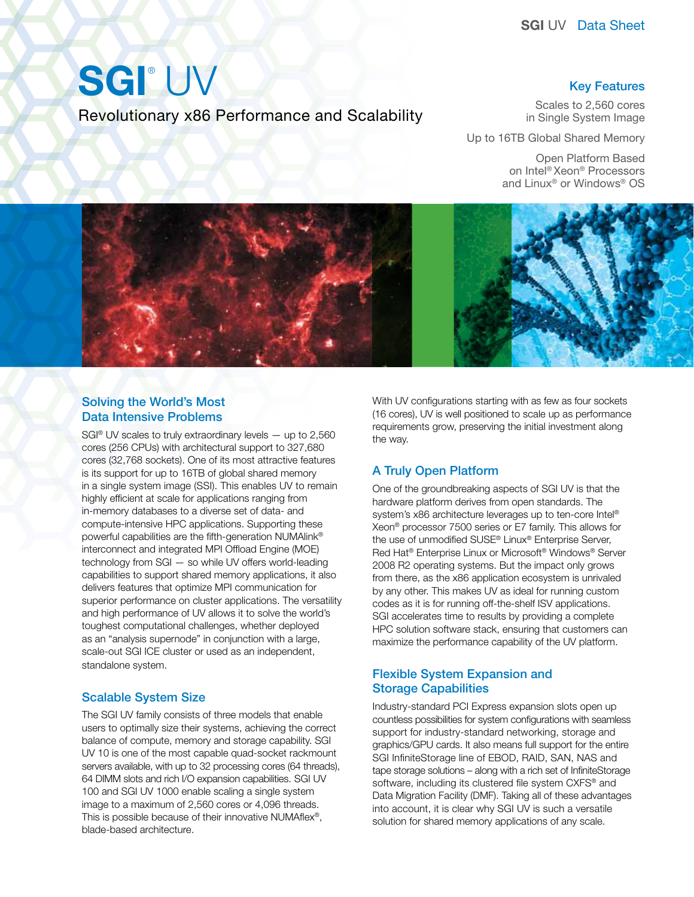# SGI® UV

Revolutionary x86 Performance and Scalability

## Key Features

Scales to 2,560 cores in Single System Image

Up to 16TB Global Shared Memory

Open Platform Based on Intel® Xeon® Processors and Linux® or Windows® OS

## Solving the World's Most Data Intensive Problems

SGI® UV scales to truly extraordinary levels — up to 2,560 cores (256 CPUs) with architectural support to 327,680 cores (32,768 sockets). One of its most attractive features is its support for up to 16TB of global shared memory in a single system image (SSI). This enables UV to remain highly efficient at scale for applications ranging from in-memory databases to a diverse set of data- and compute-intensive HPC applications. Supporting these powerful capabilities are the fifth-generation NUMAlink® interconnect and integrated MPI Offload Engine (MOE) technology from SGI — so while UV offers world-leading capabilities to support shared memory applications, it also delivers features that optimize MPI communication for superior performance on cluster applications. The versatility and high performance of UV allows it to solve the world's toughest computational challenges, whether deployed as an "analysis supernode" in conjunction with a large, scale-out SGI ICE cluster or used as an independent, standalone system.

## Scalable System Size

The SGI UV family consists of three models that enable users to optimally size their systems, achieving the correct balance of compute, memory and storage capability. SGI UV 10 is one of the most capable quad-socket rackmount servers available, with up to 32 processing cores (64 threads), 64 DIMM slots and rich I/O expansion capabilities. SGI UV 100 and SGI UV 1000 enable scaling a single system image to a maximum of 2,560 cores or 4,096 threads. This is possible because of their innovative NUMAflex®, blade-based architecture.

With UV configurations starting with as few as four sockets (16 cores), UV is well positioned to scale up as performance requirements grow, preserving the initial investment along the way.

## A Truly Open Platform

One of the groundbreaking aspects of SGI UV is that the hardware platform derives from open standards. The system's x86 architecture leverages up to ten-core Intel® Xeon® processor 7500 series or E7 family. This allows for the use of unmodified SUSE® Linux® Enterprise Server, Red Hat® Enterprise Linux or Microsoft® Windows® Server 2008 R2 operating systems. But the impact only grows from there, as the x86 application ecosystem is unrivaled by any other. This makes UV as ideal for running custom codes as it is for running off-the-shelf ISV applications. SGI accelerates time to results by providing a complete HPC solution software stack, ensuring that customers can maximize the performance capability of the UV platform.

## Flexible System Expansion and Storage Capabilities

Industry-standard PCI Express expansion slots open up countless possibilities for system configurations with seamless support for industry-standard networking, storage and graphics/GPU cards. It also means full support for the entire SGI InfiniteStorage line of EBOD, RAID, SAN, NAS and tape storage solutions – along with a rich set of InfiniteStorage software, including its clustered file system CXFS® and Data Migration Facility (DMF). Taking all of these advantages into account, it is clear why SGI UV is such a versatile solution for shared memory applications of any scale.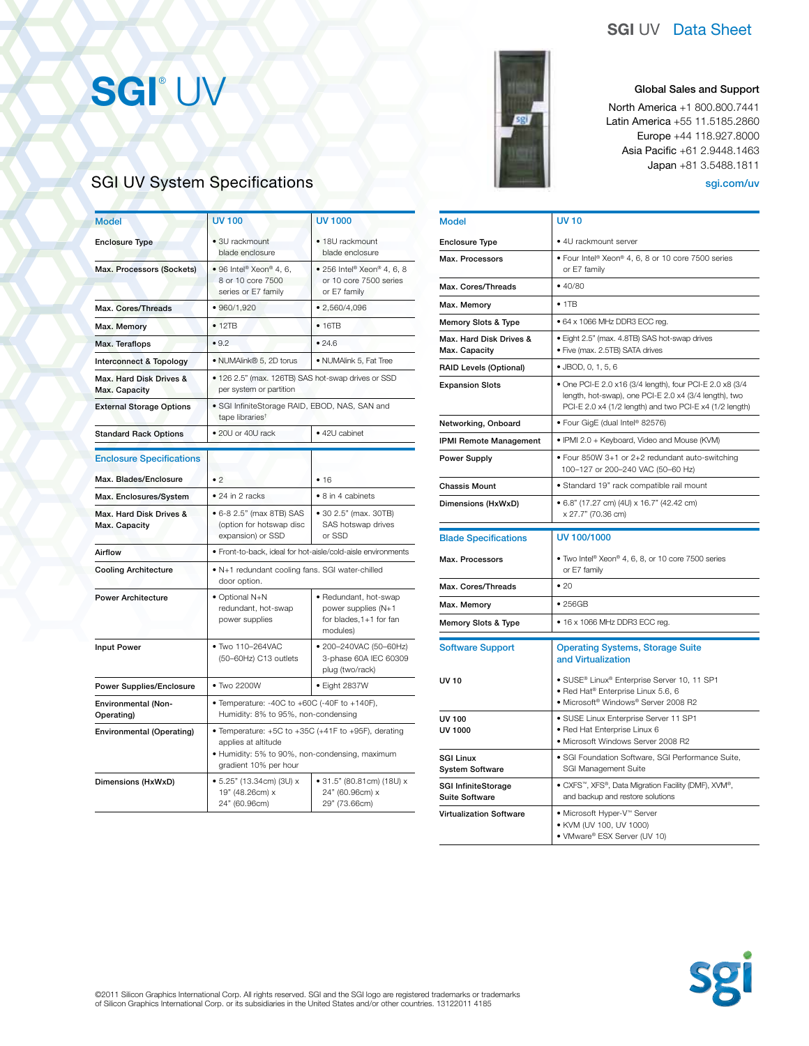# SGI® UV

## SGI UV System Specifications

Global Sales and Support
North America +1 800.800.7441
Latin America +55 11.5185.2860
Europe +44 118.927.8000
Asia Pacific +61 2.9448.1463
Japan +81 3.5488.1811
sgi.com/uv

| Model | UV 100 | UV 1000 |
|---|---|---|
| Enclosure Type | • 3U rackmount blade enclosure | • 18U rackmount blade enclosure |
| Max. Processors (Sockets) | • 96 Intel® Xeon® 4, 6, 8 or 10 core 7500 series or E7 family | • 256 Intel® Xeon® 4, 6, 8 or 10 core 7500 series or E7 family |
| Max. Cores/Threads | • 960/1,920 | • 2,560/4,096 |
| Max. Memory | • 12TB | • 16TB |
| Max. Teraflops | • 9.2 | • 24.6 |
| Interconnect & Topology | • NUMAlink® 5, 2D torus | • NUMAlink 5, Fat Tree |
| Max. Hard Disk Drives & Max. Capacity | • 126 2.5" (max. 126TB) SAS hot-swap drives or SSD per system or partition | |
| External Storage Options | • SGI InfiniteStorage RAID, EBOD, NAS, SAN and tape libraries† | |
| Standard Rack Options | • 20U or 40U rack | • 42U cabinet |
| **Enclosure Specifications** | | |
| Max. Blades/Enclosure | • 2 | • 16 |
| Max. Enclosures/System | • 24 in 2 racks | • 8 in 4 cabinets |
| Max. Hard Disk Drives & Max. Capacity | • 6-8 2.5" (max 8TB) SAS (option for hotswap disc expansion) or SSD | • 30 2.5" (max. 30TB) SAS hotswap drives or SSD |
| Airflow | • Front-to-back, ideal for hot-aisle/cold-aisle environments | |
| Cooling Architecture | • N+1 redundant cooling fans. SGI water-chilled door option. | |
| Power Architecture | • Optional N+N redundant, hot-swap power supplies | • Redundant, hot-swap power supplies (N+1 for blades,1+1 for fan modules) |
| Input Power | • Two 110–264VAC (50–60Hz) C13 outlets | • 200–240VAC (50–60Hz) 3-phase 60A IEC 60309 plug (two/rack) |
| Power Supplies/Enclosure | • Two 2200W | • Eight 2837W |
| Environmental (Non-Operating) | • Temperature: -40C to +60C (-40F to +140F), Humidity: 8% to 95%, non-condensing | |
| Environmental (Operating) | • Temperature: +5C to +35C (+41F to +95F), derating applies at altitude<br>• Humidity: 5% to 90%, non-condensing, maximum gradient 10% per hour | |
| Dimensions (HxWxD) | • 5.25" (13.34cm) (3U) x 19" (48.26cm) x 24" (60.96cm) | • 31.5" (80.81cm) (18U) x 24" (60.96cm) x 29" (73.66cm) |

| Model | UV 10 |
|---|---|
| Enclosure Type | • 4U rackmount server |
| Max. Processors | • Four Intel® Xeon® 4, 6, 8 or 10 core 7500 series or E7 family |
| Max. Cores/Threads | • 40/80 |
| Max. Memory | • 1TB |
| Memory Slots & Type | • 64 x 1066 MHz DDR3 ECC reg. |
| Max. Hard Disk Drives & Max. Capacity | • Eight 2.5" (max. 4.8TB) SAS hot-swap drives<br>• Five (max. 2.5TB) SATA drives |
| RAID Levels (Optional) | • JBOD, 0, 1, 5, 6 |
| Expansion Slots | • One PCI-E 2.0 x16 (3/4 length), four PCI-E 2.0 x8 (3/4 length, hot-swap), one PCI-E 2.0 x4 (3/4 length), two PCI-E 2.0 x4 (1/2 length) and two PCI-E x4 (1/2 length) |
| Networking, Onboard | • Four GigE (dual Intel® 82576) |
| IPMI Remote Management | • IPMI 2.0 + Keyboard, Video and Mouse (KVM) |
| Power Supply | • Four 850W 3+1 or 2+2 redundant auto-switching 100–127 or 200–240 VAC (50–60 Hz) |
| Chassis Mount | • Standard 19" rack compatible rail mount |
| Dimensions (HxWxD) | • 6.8" (17.27 cm) (4U) x 16.7" (42.42 cm) x 27.7" (70.36 cm) |
| **Blade Specifications** | **UV 100/1000** |
| Max. Processors | • Two Intel® Xeon® 4, 6, 8, or 10 core 7500 series or E7 family |
| Max. Cores/Threads | • 20 |
| Max. Memory | • 256GB |
| Memory Slots & Type | • 16 x 1066 MHz DDR3 ECC reg. |

| Software Support | Operating Systems, Storage Suite and Virtualization |
|---|---|
| UV 10 | • SUSE® Linux® Enterprise Server 10, 11 SP1<br>• Red Hat® Enterprise Linux 5.6, 6<br>• Microsoft® Windows® Server 2008 R2 |
| UV 100<br>UV 1000 | • SUSE Linux Enterprise Server 11 SP1<br>• Red Hat Enterprise Linux 6<br>• Microsoft Windows Server 2008 R2 |
| SGI Linux System Software | • SGI Foundation Software, SGI Performance Suite, SGI Management Suite |
| SGI InfiniteStorage Suite Software | • CXFS™, XFS®, Data Migration Facility (DMF), XVM®, and backup and restore solutions |
| Virtualization Software | • Microsoft Hyper-V™ Server<br>• KVM (UV 100, UV 1000)<br>• VMware® ESX Server (UV 10) |

©2011 Silicon Graphics International Corp. All rights reserved. SGI and the SGI logo are registered trademarks or trademarks of Silicon Graphics International Corp. or its subsidiaries in the United States and/or other countries. 13122011 4185